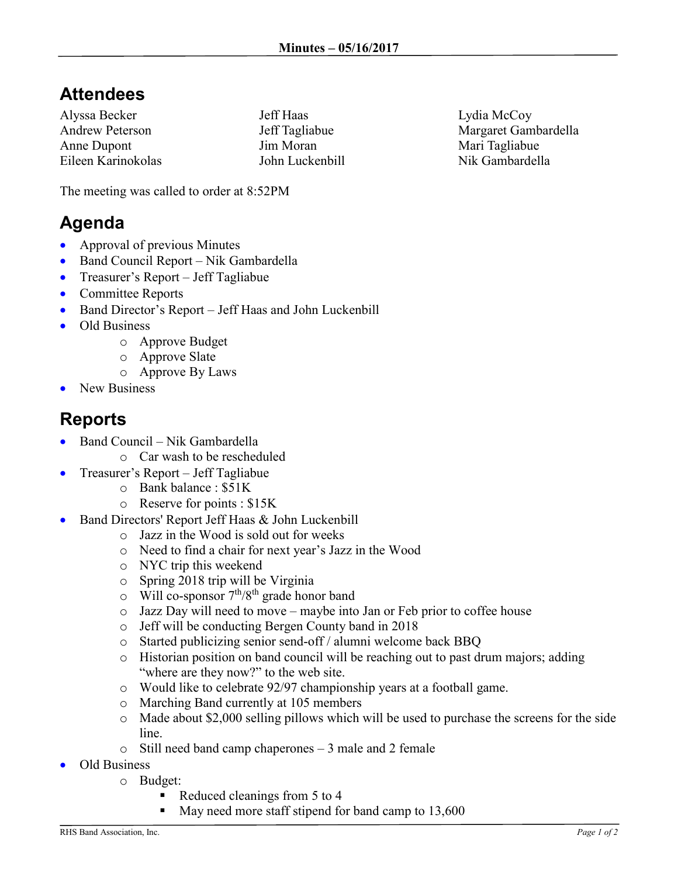**Minutes – 05/16/2017**

# Attendees

Alyssa Becker
Andrew Peterson
Anne Dupont
Eileen Karinokolas
Jeff Haas
Jeff Tagliabue
Jim Moran
John Luckenbill
Lydia McCoy
Margaret Gambardella
Mari Tagliabue
Nik Gambardella

The meeting was called to order at 8:52PM

# Agenda

- Approval of previous Minutes
- Band Council Report – Nik Gambardella
- Treasurer's Report – Jeff Tagliabue
- Committee Reports
- Band Director's Report – Jeff Haas and John Luckenbill
- Old Business
  - Approve Budget
  - Approve Slate
  - Approve By Laws
- New Business

# Reports

- Band Council – Nik Gambardella
  - Car wash to be rescheduled
- Treasurer's Report – Jeff Tagliabue
  - Bank balance : $51K
  - Reserve for points : $15K
- Band Directors' Report Jeff Haas & John Luckenbill
  - Jazz in the Wood is sold out for weeks
  - Need to find a chair for next year's Jazz in the Wood
  - NYC trip this weekend
  - Spring 2018 trip will be Virginia
  - Will co-sponsor 7th/8th grade honor band
  - Jazz Day will need to move – maybe into Jan or Feb prior to coffee house
  - Jeff will be conducting Bergen County band in 2018
  - Started publicizing senior send-off / alumni welcome back BBQ
  - Historian position on band council will be reaching out to past drum majors; adding "where are they now?" to the web site.
  - Would like to celebrate 92/97 championship years at a football game.
  - Marching Band currently at 105 members
  - Made about $2,000 selling pillows which will be used to purchase the screens for the side line.
  - Still need band camp chaperones – 3 male and 2 female
- Old Business
  - Budget:
    - Reduced cleanings from 5 to 4
    - May need more staff stipend for band camp to 13,600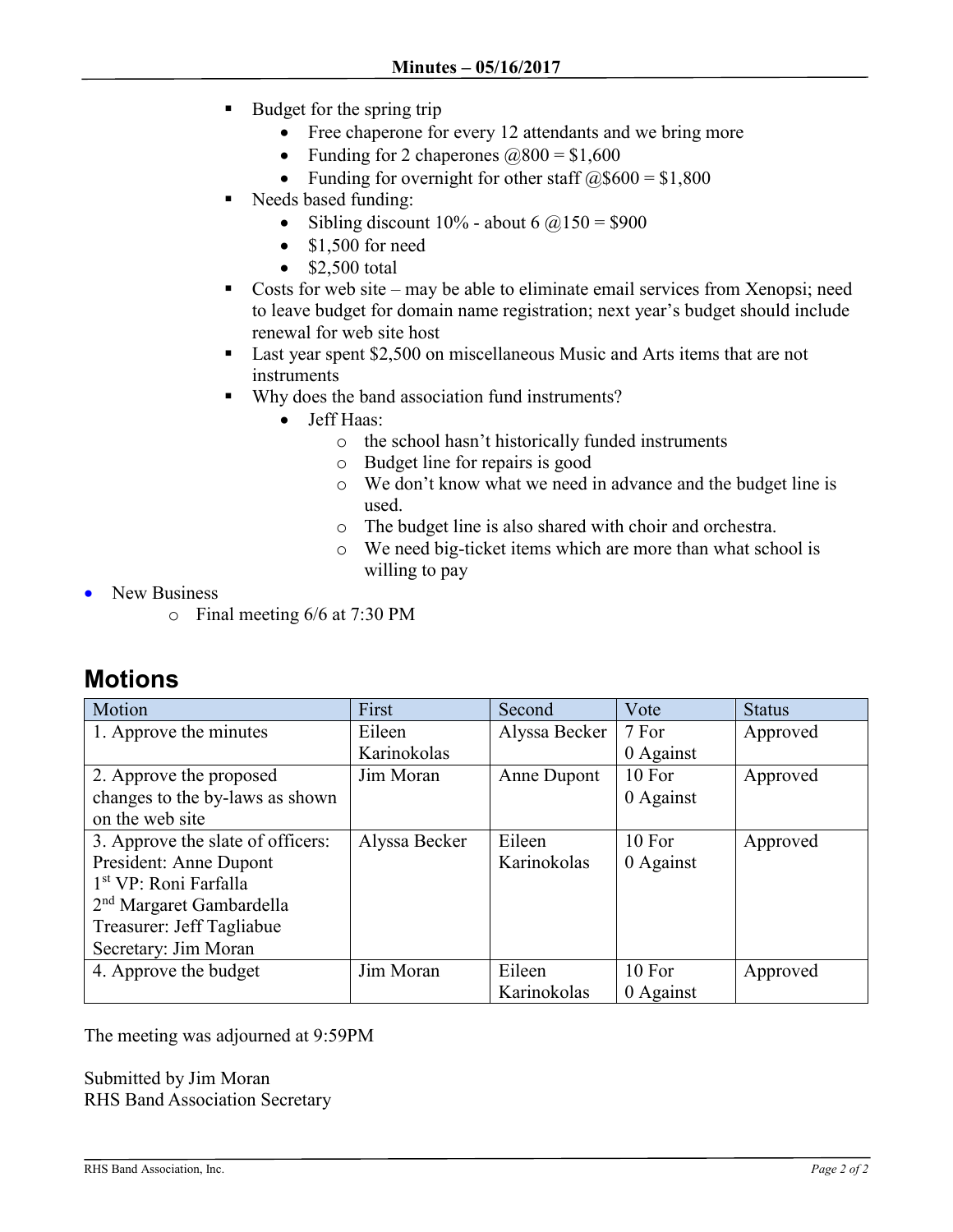- Budget for the spring trip
  - Free chaperone for every 12 attendants and we bring more
  - Funding for 2 chaperones @800 = $1,600
  - Funding for overnight for other staff @$600 = $1,800
- Needs based funding:
  - Sibling discount 10% - about 6 @150 = $900
  - $1,500 for need
  - $2,500 total
- Costs for web site – may be able to eliminate email services from Xenopsi; need to leave budget for domain name registration; next year's budget should include renewal for web site host
- Last year spent $2,500 on miscellaneous Music and Arts items that are not instruments
- Why does the band association fund instruments?
  - Jeff Haas:
    - the school hasn't historically funded instruments
    - Budget line for repairs is good
    - We don't know what we need in advance and the budget line is used.
    - The budget line is also shared with choir and orchestra.
    - We need big-ticket items which are more than what school is willing to pay

- New Business
  - Final meeting 6/6 at 7:30 PM

## Motions

| Motion | First | Second | Vote | Status |
|---|---|---|---|---|
| 1. Approve the minutes | Eileen Karinokolas | Alyssa Becker | 7 For 0 Against | Approved |
| 2. Approve the proposed changes to the by-laws as shown on the web site | Jim Moran | Anne Dupont | 10 For 0 Against | Approved |
| 3. Approve the slate of officers: President: Anne Dupont 1st VP: Roni Farfalla 2nd Margaret Gambardella Treasurer: Jeff Tagliabue Secretary: Jim Moran | Alyssa Becker | Eileen Karinokolas | 10 For 0 Against | Approved |
| 4. Approve the budget | Jim Moran | Eileen Karinokolas | 10 For 0 Against | Approved |

The meeting was adjourned at 9:59PM

Submitted by Jim Moran
RHS Band Association Secretary